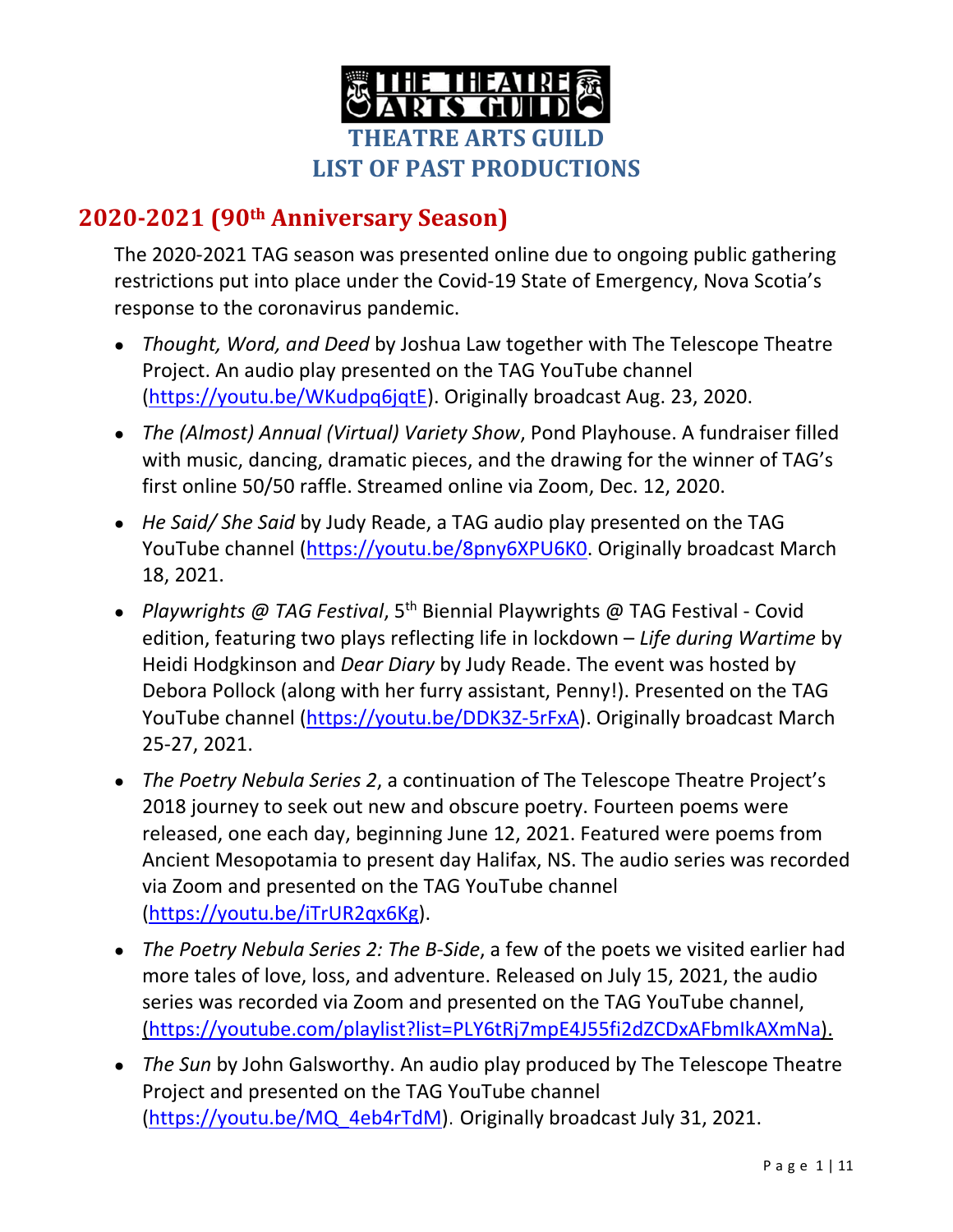# THEATRE ARTS GUILD
# LIST OF PAST PRODUCTIONS

## 2020-2021 (90th Anniversary Season)

The 2020-2021 TAG season was presented online due to ongoing public gathering restrictions put into place under the Covid-19 State of Emergency, Nova Scotia's response to the coronavirus pandemic.

- *Thought, Word, and Deed* by Joshua Law together with The Telescope Theatre Project. An audio play presented on the TAG YouTube channel (https://youtu.be/WKudpq6jqtE). Originally broadcast Aug. 23, 2020.
- *The (Almost) Annual (Virtual) Variety Show*, Pond Playhouse. A fundraiser filled with music, dancing, dramatic pieces, and the drawing for the winner of TAG's first online 50/50 raffle. Streamed online via Zoom, Dec. 12, 2020.
- *He Said/ She Said* by Judy Reade, a TAG audio play presented on the TAG YouTube channel (https://youtu.be/8pny6XPU6K0. Originally broadcast March 18, 2021.
- *Playwrights @ TAG Festival*, 5th Biennial Playwrights @ TAG Festival - Covid edition, featuring two plays reflecting life in lockdown – *Life during Wartime* by Heidi Hodgkinson and *Dear Diary* by Judy Reade. The event was hosted by Debora Pollock (along with her furry assistant, Penny!). Presented on the TAG YouTube channel (https://youtu.be/DDK3Z-5rFxA). Originally broadcast March 25-27, 2021.
- *The Poetry Nebula Series 2*, a continuation of The Telescope Theatre Project's 2018 journey to seek out new and obscure poetry. Fourteen poems were released, one each day, beginning June 12, 2021. Featured were poems from Ancient Mesopotamia to present day Halifax, NS. The audio series was recorded via Zoom and presented on the TAG YouTube channel (https://youtu.be/iTrUR2qx6Kg).
- *The Poetry Nebula Series 2: The B-Side*, a few of the poets we visited earlier had more tales of love, loss, and adventure. Released on July 15, 2021, the audio series was recorded via Zoom and presented on the TAG YouTube channel, (https://youtube.com/playlist?list=PLY6tRj7mpE4J55fi2dZCDxAFbmIkAXmNa).
- *The Sun* by John Galsworthy. An audio play produced by The Telescope Theatre Project and presented on the TAG YouTube channel (https://youtu.be/MQ_4eb4rTdM). Originally broadcast July 31, 2021.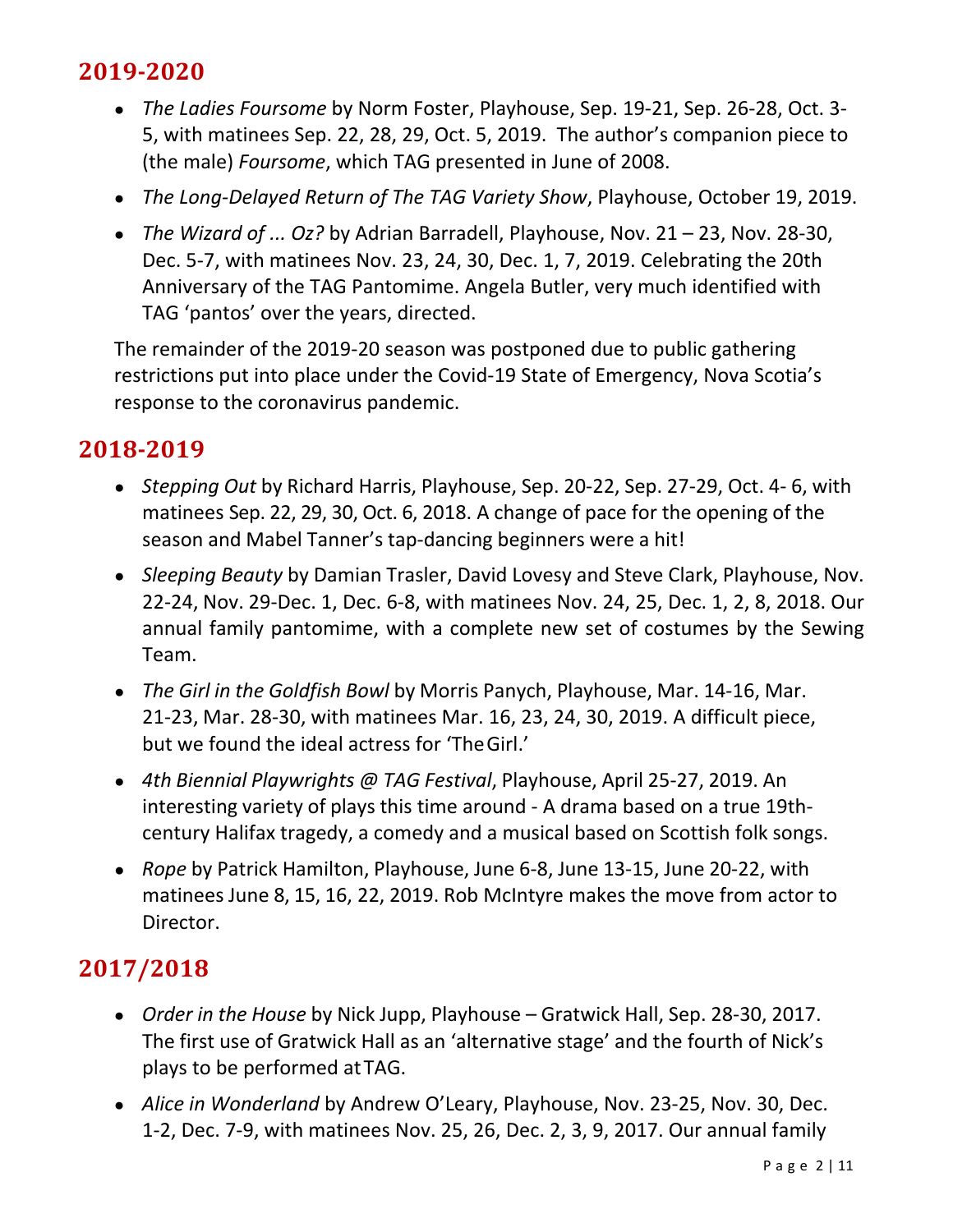## 2019-2020

- *The Ladies Foursome* by Norm Foster, Playhouse, Sep. 19-21, Sep. 26-28, Oct. 3-5, with matinees Sep. 22, 28, 29, Oct. 5, 2019. The author's companion piece to (the male) *Foursome*, which TAG presented in June of 2008.
- *The Long-Delayed Return of The TAG Variety Show*, Playhouse, October 19, 2019.
- *The Wizard of ... Oz?* by Adrian Barradell, Playhouse, Nov. 21 – 23, Nov. 28-30, Dec. 5-7, with matinees Nov. 23, 24, 30, Dec. 1, 7, 2019. Celebrating the 20th Anniversary of the TAG Pantomime. Angela Butler, very much identified with TAG 'pantos' over the years, directed.

The remainder of the 2019-20 season was postponed due to public gathering restrictions put into place under the Covid-19 State of Emergency, Nova Scotia's response to the coronavirus pandemic.

## 2018-2019

- *Stepping Out* by Richard Harris, Playhouse, Sep. 20-22, Sep. 27-29, Oct. 4- 6, with matinees Sep. 22, 29, 30, Oct. 6, 2018. A change of pace for the opening of the season and Mabel Tanner's tap-dancing beginners were a hit!
- *Sleeping Beauty* by Damian Trasler, David Lovesy and Steve Clark, Playhouse, Nov. 22-24, Nov. 29-Dec. 1, Dec. 6-8, with matinees Nov. 24, 25, Dec. 1, 2, 8, 2018. Our annual family pantomime, with a complete new set of costumes by the Sewing Team.
- *The Girl in the Goldfish Bowl* by Morris Panych, Playhouse, Mar. 14-16, Mar. 21-23, Mar. 28-30, with matinees Mar. 16, 23, 24, 30, 2019. A difficult piece, but we found the ideal actress for 'The Girl.'
- *4th Biennial Playwrights @ TAG Festival*, Playhouse, April 25-27, 2019. An interesting variety of plays this time around - A drama based on a true 19th-century Halifax tragedy, a comedy and a musical based on Scottish folk songs.
- *Rope* by Patrick Hamilton, Playhouse, June 6-8, June 13-15, June 20-22, with matinees June 8, 15, 16, 22, 2019. Rob McIntyre makes the move from actor to Director.

## 2017/2018

- *Order in the House* by Nick Jupp, Playhouse – Gratwick Hall, Sep. 28-30, 2017. The first use of Gratwick Hall as an 'alternative stage' and the fourth of Nick's plays to be performed at TAG.
- *Alice in Wonderland* by Andrew O'Leary, Playhouse, Nov. 23-25, Nov. 30, Dec. 1-2, Dec. 7-9, with matinees Nov. 25, 26, Dec. 2, 3, 9, 2017. Our annual family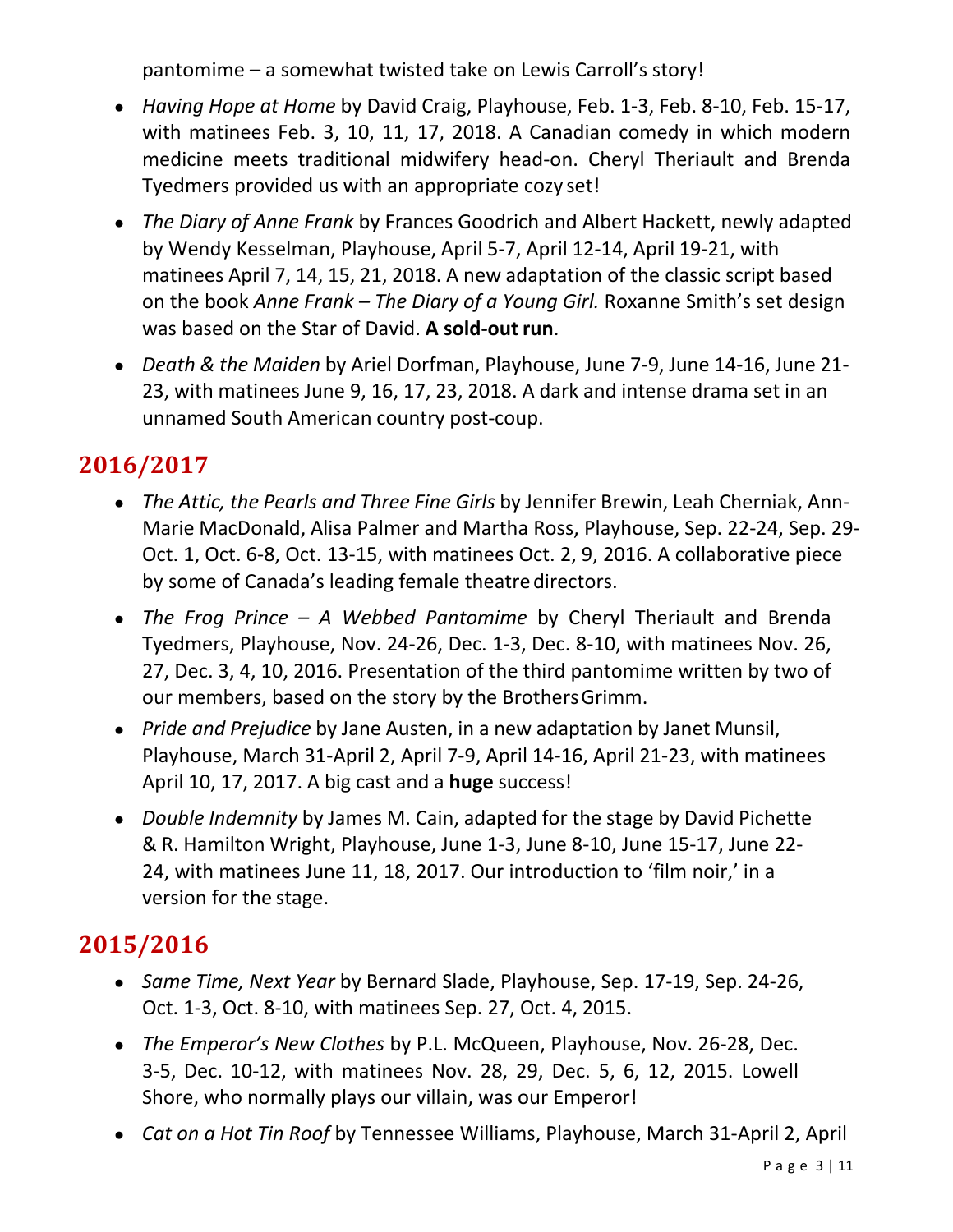pantomime – a somewhat twisted take on Lewis Carroll's story!

- *Having Hope at Home* by David Craig, Playhouse, Feb. 1-3, Feb. 8-10, Feb. 15-17, with matinees Feb. 3, 10, 11, 17, 2018. A Canadian comedy in which modern medicine meets traditional midwifery head-on. Cheryl Theriault and Brenda Tyedmers provided us with an appropriate cozy set!
- *The Diary of Anne Frank* by Frances Goodrich and Albert Hackett, newly adapted by Wendy Kesselman, Playhouse, April 5-7, April 12-14, April 19-21, with matinees April 7, 14, 15, 21, 2018. A new adaptation of the classic script based on the book *Anne Frank – The Diary of a Young Girl.* Roxanne Smith's set design was based on the Star of David. **A sold-out run**.
- *Death & the Maiden* by Ariel Dorfman, Playhouse, June 7-9, June 14-16, June 21-23, with matinees June 9, 16, 17, 23, 2018. A dark and intense drama set in an unnamed South American country post-coup.

## 2016/2017

- *The Attic, the Pearls and Three Fine Girls* by Jennifer Brewin, Leah Cherniak, Ann-Marie MacDonald, Alisa Palmer and Martha Ross, Playhouse, Sep. 22-24, Sep. 29-Oct. 1, Oct. 6-8, Oct. 13-15, with matinees Oct. 2, 9, 2016. A collaborative piece by some of Canada's leading female theatre directors.
- *The Frog Prince – A Webbed Pantomime* by Cheryl Theriault and Brenda Tyedmers, Playhouse, Nov. 24-26, Dec. 1-3, Dec. 8-10, with matinees Nov. 26, 27, Dec. 3, 4, 10, 2016. Presentation of the third pantomime written by two of our members, based on the story by the Brothers Grimm.
- *Pride and Prejudice* by Jane Austen, in a new adaptation by Janet Munsil, Playhouse, March 31-April 2, April 7-9, April 14-16, April 21-23, with matinees April 10, 17, 2017. A big cast and a **huge** success!
- *Double Indemnity* by James M. Cain, adapted for the stage by David Pichette & R. Hamilton Wright, Playhouse, June 1-3, June 8-10, June 15-17, June 22-24, with matinees June 11, 18, 2017. Our introduction to 'film noir,' in a version for the stage.

## 2015/2016

- *Same Time, Next Year* by Bernard Slade, Playhouse, Sep. 17-19, Sep. 24-26, Oct. 1-3, Oct. 8-10, with matinees Sep. 27, Oct. 4, 2015.
- *The Emperor's New Clothes* by P.L. McQueen, Playhouse, Nov. 26-28, Dec. 3-5, Dec. 10-12, with matinees Nov. 28, 29, Dec. 5, 6, 12, 2015. Lowell Shore, who normally plays our villain, was our Emperor!
- *Cat on a Hot Tin Roof* by Tennessee Williams, Playhouse, March 31-April 2, April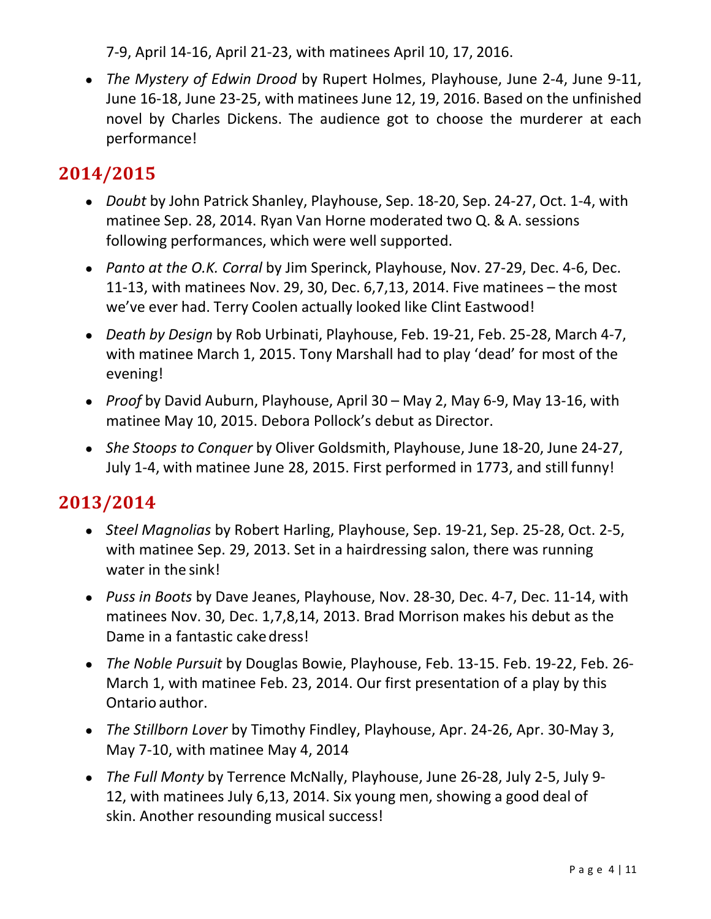7-9, April 14-16, April 21-23, with matinees April 10, 17, 2016.

- *The Mystery of Edwin Drood* by Rupert Holmes, Playhouse, June 2-4, June 9-11, June 16-18, June 23-25, with matinees June 12, 19, 2016. Based on the unfinished novel by Charles Dickens. The audience got to choose the murderer at each performance!

## 2014/2015

- *Doubt* by John Patrick Shanley, Playhouse, Sep. 18-20, Sep. 24-27, Oct. 1-4, with matinee Sep. 28, 2014. Ryan Van Horne moderated two Q. & A. sessions following performances, which were well supported.
- *Panto at the O.K. Corral* by Jim Sperinck, Playhouse, Nov. 27-29, Dec. 4-6, Dec. 11-13, with matinees Nov. 29, 30, Dec. 6,7,13, 2014. Five matinees – the most we've ever had. Terry Coolen actually looked like Clint Eastwood!
- *Death by Design* by Rob Urbinati, Playhouse, Feb. 19-21, Feb. 25-28, March 4-7, with matinee March 1, 2015. Tony Marshall had to play 'dead' for most of the evening!
- *Proof* by David Auburn, Playhouse, April 30 – May 2, May 6-9, May 13-16, with matinee May 10, 2015. Debora Pollock's debut as Director.
- *She Stoops to Conquer* by Oliver Goldsmith, Playhouse, June 18-20, June 24-27, July 1-4, with matinee June 28, 2015. First performed in 1773, and still funny!

## 2013/2014

- *Steel Magnolias* by Robert Harling, Playhouse, Sep. 19-21, Sep. 25-28, Oct. 2-5, with matinee Sep. 29, 2013. Set in a hairdressing salon, there was running water in the sink!
- *Puss in Boots* by Dave Jeanes, Playhouse, Nov. 28-30, Dec. 4-7, Dec. 11-14, with matinees Nov. 30, Dec. 1,7,8,14, 2013. Brad Morrison makes his debut as the Dame in a fantastic cake dress!
- *The Noble Pursuit* by Douglas Bowie, Playhouse, Feb. 13-15. Feb. 19-22, Feb. 26-March 1, with matinee Feb. 23, 2014. Our first presentation of a play by this Ontario author.
- *The Stillborn Lover* by Timothy Findley, Playhouse, Apr. 24-26, Apr. 30-May 3, May 7-10, with matinee May 4, 2014
- *The Full Monty* by Terrence McNally, Playhouse, June 26-28, July 2-5, July 9-12, with matinees July 6,13, 2014. Six young men, showing a good deal of skin. Another resounding musical success!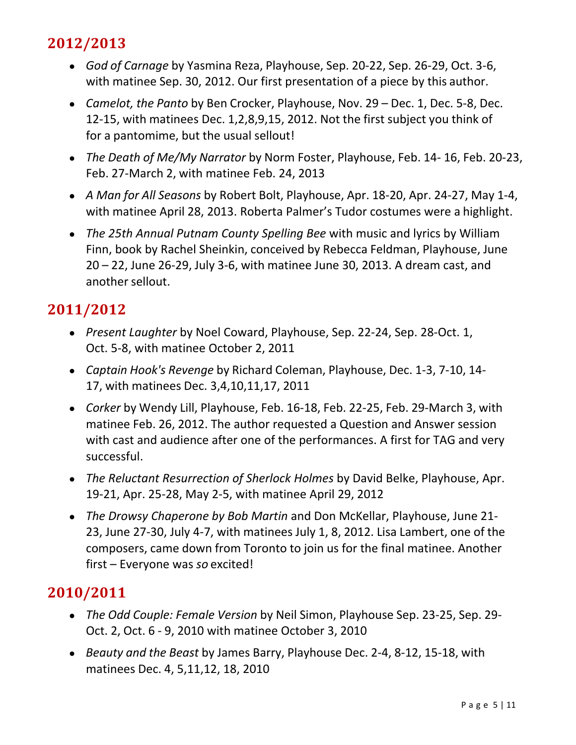## 2012/2013

- *God of Carnage* by Yasmina Reza, Playhouse, Sep. 20-22, Sep. 26-29, Oct. 3-6, with matinee Sep. 30, 2012. Our first presentation of a piece by this author.
- *Camelot, the Panto* by Ben Crocker, Playhouse, Nov. 29 – Dec. 1, Dec. 5-8, Dec. 12-15, with matinees Dec. 1,2,8,9,15, 2012. Not the first subject you think of for a pantomime, but the usual sellout!
- *The Death of Me/My Narrator* by Norm Foster, Playhouse, Feb. 14- 16, Feb. 20-23, Feb. 27-March 2, with matinee Feb. 24, 2013
- *A Man for All Seasons* by Robert Bolt, Playhouse, Apr. 18-20, Apr. 24-27, May 1-4, with matinee April 28, 2013. Roberta Palmer's Tudor costumes were a highlight.
- *The 25th Annual Putnam County Spelling Bee* with music and lyrics by William Finn, book by Rachel Sheinkin, conceived by Rebecca Feldman, Playhouse, June 20 – 22, June 26-29, July 3-6, with matinee June 30, 2013. A dream cast, and another sellout.

## 2011/2012

- *Present Laughter* by Noel Coward, Playhouse, Sep. 22-24, Sep. 28-Oct. 1, Oct. 5-8, with matinee October 2, 2011
- *Captain Hook's Revenge* by Richard Coleman, Playhouse, Dec. 1-3, 7-10, 14-17, with matinees Dec. 3,4,10,11,17, 2011
- *Corker* by Wendy Lill, Playhouse, Feb. 16-18, Feb. 22-25, Feb. 29-March 3, with matinee Feb. 26, 2012. The author requested a Question and Answer session with cast and audience after one of the performances. A first for TAG and very successful.
- *The Reluctant Resurrection of Sherlock Holmes* by David Belke, Playhouse, Apr. 19-21, Apr. 25-28, May 2-5, with matinee April 29, 2012
- *The Drowsy Chaperone by Bob Martin* and Don McKellar, Playhouse, June 21-23, June 27-30, July 4-7, with matinees July 1, 8, 2012. Lisa Lambert, one of the composers, came down from Toronto to join us for the final matinee. Another first – Everyone was *so* excited!

## 2010/2011

- *The Odd Couple: Female Version* by Neil Simon, Playhouse Sep. 23-25, Sep. 29-Oct. 2, Oct. 6 - 9, 2010 with matinee October 3, 2010
- *Beauty and the Beast* by James Barry, Playhouse Dec. 2-4, 8-12, 15-18, with matinees Dec. 4, 5,11,12, 18, 2010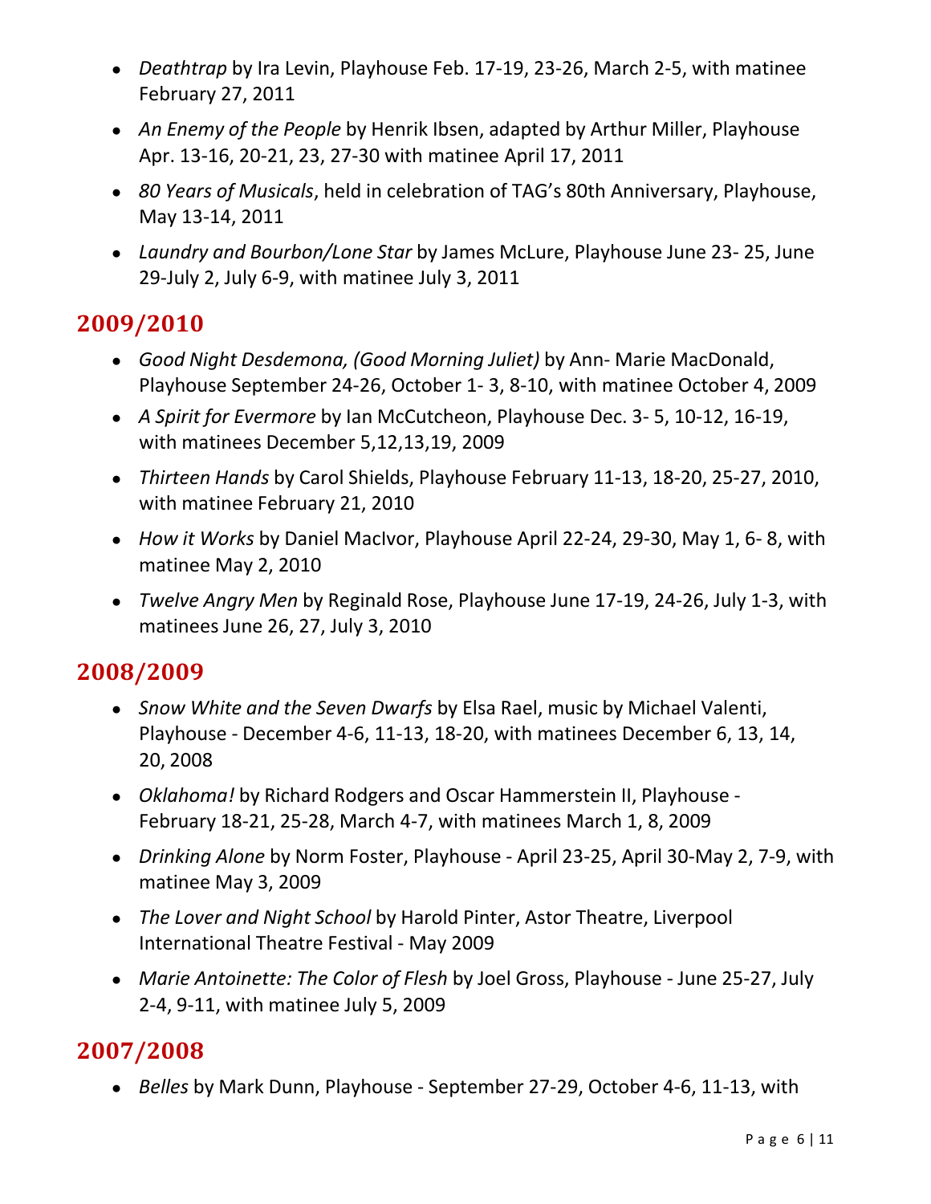- *Deathtrap* by Ira Levin, Playhouse Feb. 17-19, 23-26, March 2-5, with matinee February 27, 2011
- *An Enemy of the People* by Henrik Ibsen, adapted by Arthur Miller, Playhouse Apr. 13-16, 20-21, 23, 27-30 with matinee April 17, 2011
- *80 Years of Musicals*, held in celebration of TAG's 80th Anniversary, Playhouse, May 13-14, 2011
- *Laundry and Bourbon/Lone Star* by James McLure, Playhouse June 23- 25, June 29-July 2, July 6-9, with matinee July 3, 2011

## 2009/2010

- *Good Night Desdemona, (Good Morning Juliet)* by Ann- Marie MacDonald, Playhouse September 24-26, October 1- 3, 8-10, with matinee October 4, 2009
- *A Spirit for Evermore* by Ian McCutcheon, Playhouse Dec. 3- 5, 10-12, 16-19, with matinees December 5,12,13,19, 2009
- *Thirteen Hands* by Carol Shields, Playhouse February 11-13, 18-20, 25-27, 2010, with matinee February 21, 2010
- *How it Works* by Daniel MacIvor, Playhouse April 22-24, 29-30, May 1, 6- 8, with matinee May 2, 2010
- *Twelve Angry Men* by Reginald Rose, Playhouse June 17-19, 24-26, July 1-3, with matinees June 26, 27, July 3, 2010

## 2008/2009

- *Snow White and the Seven Dwarfs* by Elsa Rael, music by Michael Valenti, Playhouse - December 4-6, 11-13, 18-20, with matinees December 6, 13, 14, 20, 2008
- *Oklahoma!* by Richard Rodgers and Oscar Hammerstein II, Playhouse - February 18-21, 25-28, March 4-7, with matinees March 1, 8, 2009
- *Drinking Alone* by Norm Foster, Playhouse - April 23-25, April 30-May 2, 7-9, with matinee May 3, 2009
- *The Lover and Night School* by Harold Pinter, Astor Theatre, Liverpool International Theatre Festival - May 2009
- *Marie Antoinette: The Color of Flesh* by Joel Gross, Playhouse - June 25-27, July 2-4, 9-11, with matinee July 5, 2009

## 2007/2008

- *Belles* by Mark Dunn, Playhouse - September 27-29, October 4-6, 11-13, with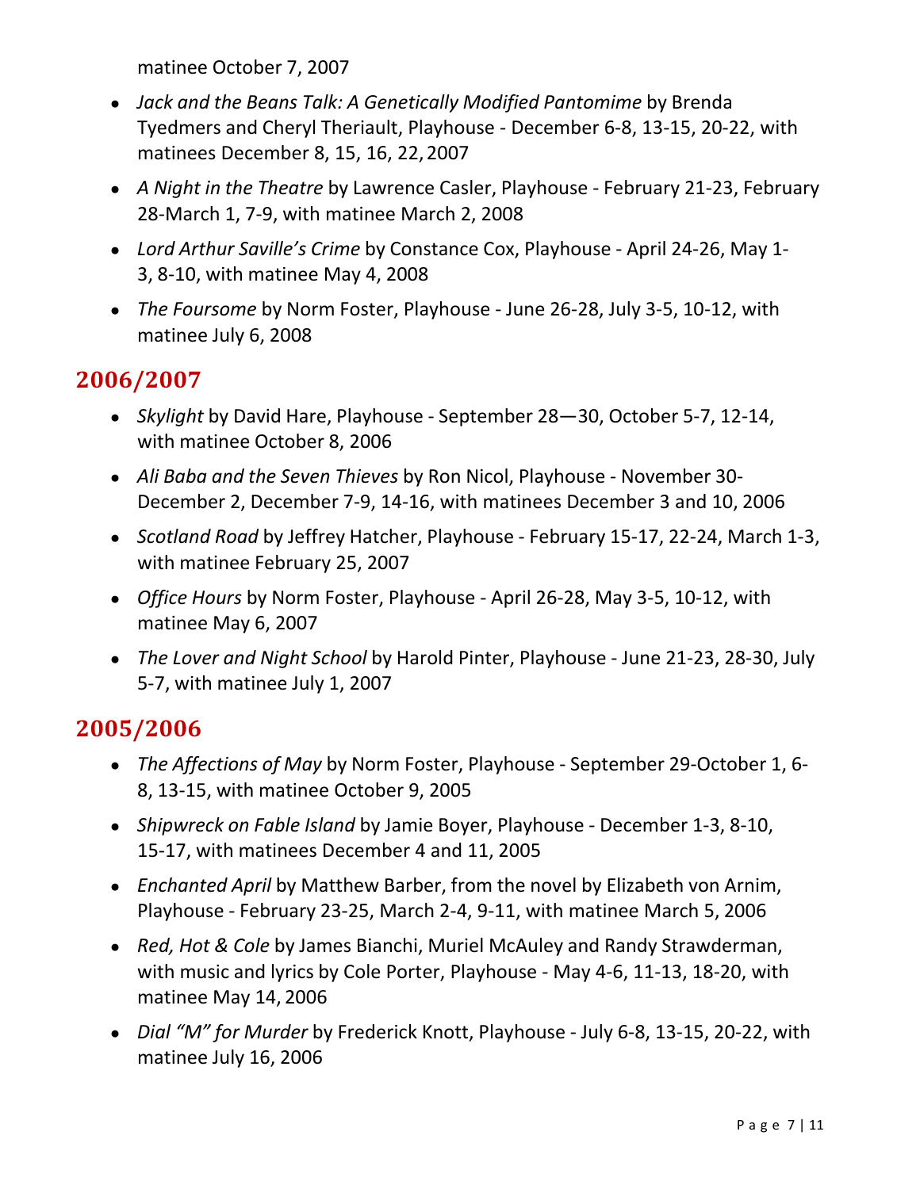matinee October 7, 2007

- *Jack and the Beans Talk: A Genetically Modified Pantomime* by Brenda Tyedmers and Cheryl Theriault, Playhouse - December 6-8, 13-15, 20-22, with matinees December 8, 15, 16, 22, 2007
- *A Night in the Theatre* by Lawrence Casler, Playhouse - February 21-23, February 28-March 1, 7-9, with matinee March 2, 2008
- *Lord Arthur Saville's Crime* by Constance Cox, Playhouse - April 24-26, May 1-3, 8-10, with matinee May 4, 2008
- *The Foursome* by Norm Foster, Playhouse - June 26-28, July 3-5, 10-12, with matinee July 6, 2008

## 2006/2007

- *Skylight* by David Hare, Playhouse - September 28—30, October 5-7, 12-14, with matinee October 8, 2006
- *Ali Baba and the Seven Thieves* by Ron Nicol, Playhouse - November 30-December 2, December 7-9, 14-16, with matinees December 3 and 10, 2006
- *Scotland Road* by Jeffrey Hatcher, Playhouse - February 15-17, 22-24, March 1-3, with matinee February 25, 2007
- *Office Hours* by Norm Foster, Playhouse - April 26-28, May 3-5, 10-12, with matinee May 6, 2007
- *The Lover and Night School* by Harold Pinter, Playhouse - June 21-23, 28-30, July 5-7, with matinee July 1, 2007

## 2005/2006

- *The Affections of May* by Norm Foster, Playhouse - September 29-October 1, 6-8, 13-15, with matinee October 9, 2005
- *Shipwreck on Fable Island* by Jamie Boyer, Playhouse - December 1-3, 8-10, 15-17, with matinees December 4 and 11, 2005
- *Enchanted April* by Matthew Barber, from the novel by Elizabeth von Arnim, Playhouse - February 23-25, March 2-4, 9-11, with matinee March 5, 2006
- *Red, Hot & Cole* by James Bianchi, Muriel McAuley and Randy Strawderman, with music and lyrics by Cole Porter, Playhouse - May 4-6, 11-13, 18-20, with matinee May 14, 2006
- *Dial "M" for Murder* by Frederick Knott, Playhouse - July 6-8, 13-15, 20-22, with matinee July 16, 2006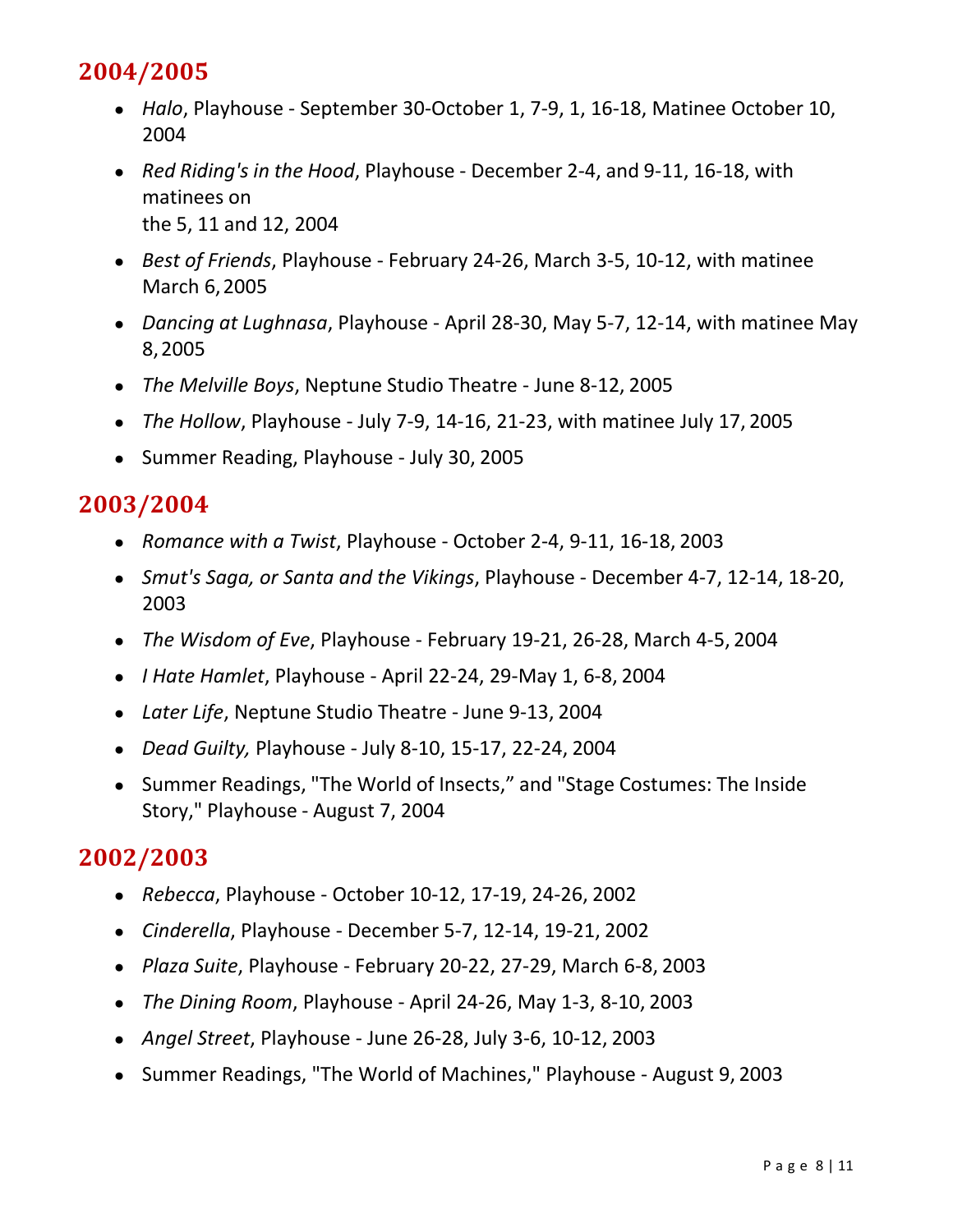## 2004/2005

- *Halo*, Playhouse - September 30-October 1, 7-9, 1, 16-18, Matinee October 10, 2004
- *Red Riding's in the Hood*, Playhouse - December 2-4, and 9-11, 16-18, with matinees on the 5, 11 and 12, 2004
- *Best of Friends*, Playhouse - February 24-26, March 3-5, 10-12, with matinee March 6, 2005
- *Dancing at Lughnasa*, Playhouse - April 28-30, May 5-7, 12-14, with matinee May 8, 2005
- *The Melville Boys*, Neptune Studio Theatre - June 8-12, 2005
- *The Hollow*, Playhouse - July 7-9, 14-16, 21-23, with matinee July 17, 2005
- Summer Reading, Playhouse - July 30, 2005

## 2003/2004

- *Romance with a Twist*, Playhouse - October 2-4, 9-11, 16-18, 2003
- *Smut's Saga, or Santa and the Vikings*, Playhouse - December 4-7, 12-14, 18-20, 2003
- *The Wisdom of Eve*, Playhouse - February 19-21, 26-28, March 4-5, 2004
- *I Hate Hamlet*, Playhouse - April 22-24, 29-May 1, 6-8, 2004
- *Later Life*, Neptune Studio Theatre - June 9-13, 2004
- *Dead Guilty,* Playhouse - July 8-10, 15-17, 22-24, 2004
- Summer Readings, "The World of Insects," and "Stage Costumes: The Inside Story," Playhouse - August 7, 2004

## 2002/2003

- *Rebecca*, Playhouse - October 10-12, 17-19, 24-26, 2002
- *Cinderella*, Playhouse - December 5-7, 12-14, 19-21, 2002
- *Plaza Suite*, Playhouse - February 20-22, 27-29, March 6-8, 2003
- *The Dining Room*, Playhouse - April 24-26, May 1-3, 8-10, 2003
- *Angel Street*, Playhouse - June 26-28, July 3-6, 10-12, 2003
- Summer Readings, "The World of Machines," Playhouse - August 9, 2003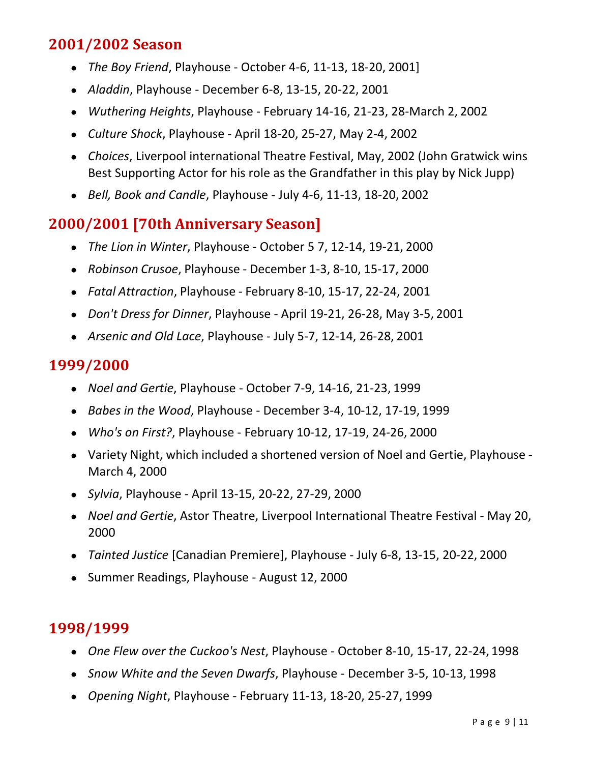## 2001/2002 Season

- *The Boy Friend*, Playhouse - October 4-6, 11-13, 18-20, 2001]
- *Aladdin*, Playhouse - December 6-8, 13-15, 20-22, 2001
- *Wuthering Heights*, Playhouse - February 14-16, 21-23, 28-March 2, 2002
- *Culture Shock*, Playhouse - April 18-20, 25-27, May 2-4, 2002
- *Choices*, Liverpool international Theatre Festival, May, 2002 (John Gratwick wins Best Supporting Actor for his role as the Grandfather in this play by Nick Jupp)
- *Bell, Book and Candle*, Playhouse - July 4-6, 11-13, 18-20, 2002

## 2000/2001 [70th Anniversary Season]

- *The Lion in Winter*, Playhouse - October 5 7, 12-14, 19-21, 2000
- *Robinson Crusoe*, Playhouse - December 1-3, 8-10, 15-17, 2000
- *Fatal Attraction*, Playhouse - February 8-10, 15-17, 22-24, 2001
- *Don't Dress for Dinner*, Playhouse - April 19-21, 26-28, May 3-5, 2001
- *Arsenic and Old Lace*, Playhouse - July 5-7, 12-14, 26-28, 2001

## 1999/2000

- *Noel and Gertie*, Playhouse - October 7-9, 14-16, 21-23, 1999
- *Babes in the Wood*, Playhouse - December 3-4, 10-12, 17-19, 1999
- *Who's on First?*, Playhouse - February 10-12, 17-19, 24-26, 2000
- Variety Night, which included a shortened version of Noel and Gertie, Playhouse - March 4, 2000
- *Sylvia*, Playhouse - April 13-15, 20-22, 27-29, 2000
- *Noel and Gertie*, Astor Theatre, Liverpool International Theatre Festival - May 20, 2000
- *Tainted Justice* [Canadian Premiere], Playhouse - July 6-8, 13-15, 20-22, 2000
- Summer Readings, Playhouse - August 12, 2000

## 1998/1999

- *One Flew over the Cuckoo's Nest*, Playhouse - October 8-10, 15-17, 22-24, 1998
- *Snow White and the Seven Dwarfs*, Playhouse - December 3-5, 10-13, 1998
- *Opening Night*, Playhouse - February 11-13, 18-20, 25-27, 1999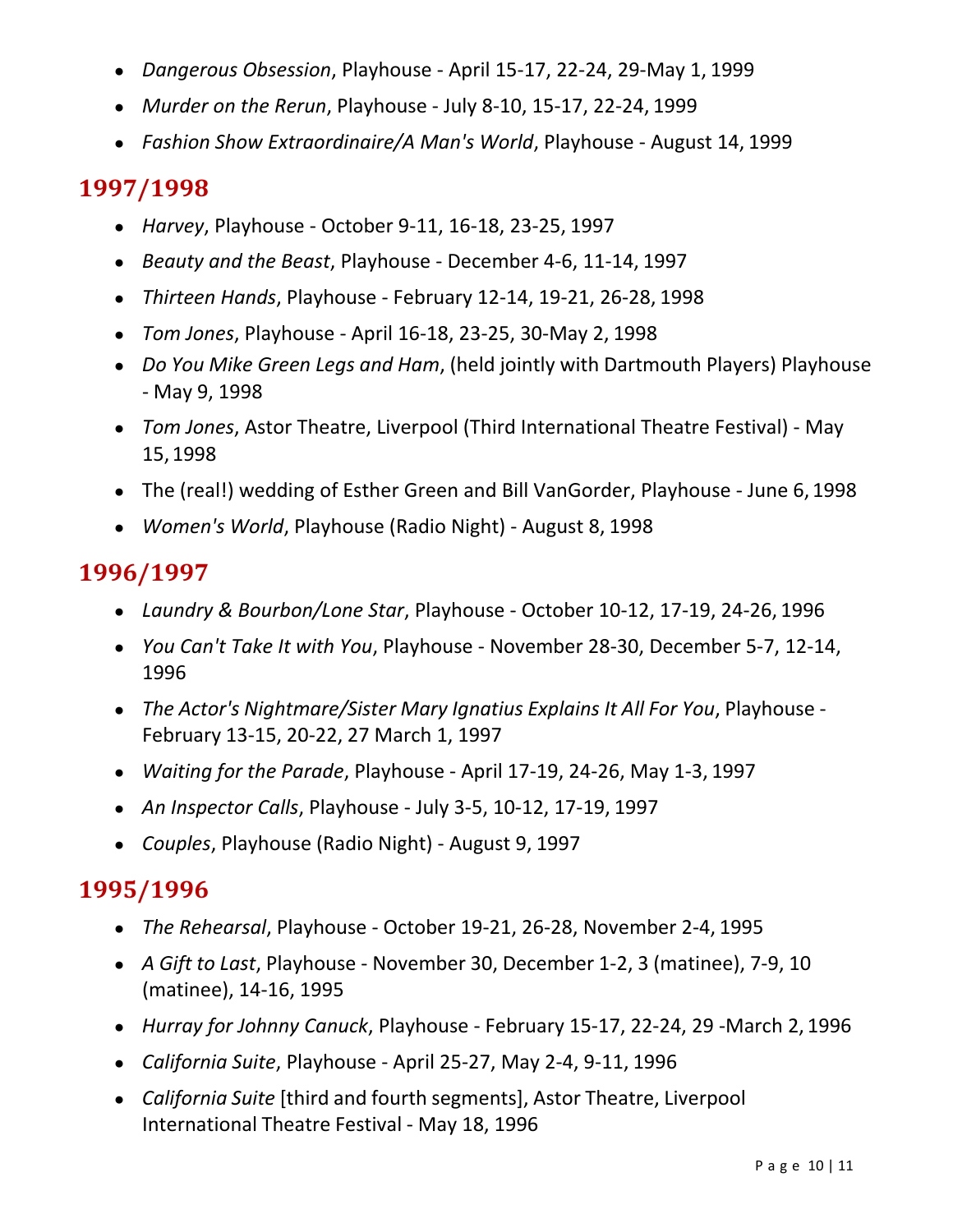- *Dangerous Obsession*, Playhouse - April 15-17, 22-24, 29-May 1, 1999
- *Murder on the Rerun*, Playhouse - July 8-10, 15-17, 22-24, 1999
- *Fashion Show Extraordinaire/A Man's World*, Playhouse - August 14, 1999

## 1997/1998

- *Harvey*, Playhouse - October 9-11, 16-18, 23-25, 1997
- *Beauty and the Beast*, Playhouse - December 4-6, 11-14, 1997
- *Thirteen Hands*, Playhouse - February 12-14, 19-21, 26-28, 1998
- *Tom Jones*, Playhouse - April 16-18, 23-25, 30-May 2, 1998
- *Do You Mike Green Legs and Ham*, (held jointly with Dartmouth Players) Playhouse - May 9, 1998
- *Tom Jones*, Astor Theatre, Liverpool (Third International Theatre Festival) - May 15, 1998
- The (real!) wedding of Esther Green and Bill VanGorder, Playhouse - June 6, 1998
- *Women's World*, Playhouse (Radio Night) - August 8, 1998

## 1996/1997

- *Laundry & Bourbon/Lone Star*, Playhouse - October 10-12, 17-19, 24-26, 1996
- *You Can't Take It with You*, Playhouse - November 28-30, December 5-7, 12-14, 1996
- *The Actor's Nightmare/Sister Mary Ignatius Explains It All For You*, Playhouse - February 13-15, 20-22, 27 March 1, 1997
- *Waiting for the Parade*, Playhouse - April 17-19, 24-26, May 1-3, 1997
- *An Inspector Calls*, Playhouse - July 3-5, 10-12, 17-19, 1997
- *Couples*, Playhouse (Radio Night) - August 9, 1997

## 1995/1996

- *The Rehearsal*, Playhouse - October 19-21, 26-28, November 2-4, 1995
- *A Gift to Last*, Playhouse - November 30, December 1-2, 3 (matinee), 7-9, 10 (matinee), 14-16, 1995
- *Hurray for Johnny Canuck*, Playhouse - February 15-17, 22-24, 29 -March 2, 1996
- *California Suite*, Playhouse - April 25-27, May 2-4, 9-11, 1996
- *California Suite* [third and fourth segments], Astor Theatre, Liverpool International Theatre Festival - May 18, 1996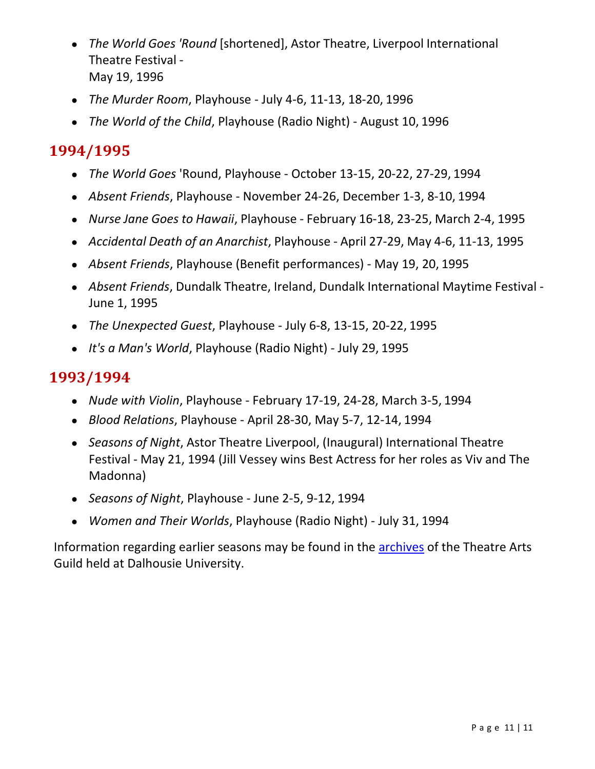- *The World Goes 'Round* [shortened], Astor Theatre, Liverpool International Theatre Festival - May 19, 1996
- *The Murder Room*, Playhouse - July 4-6, 11-13, 18-20, 1996
- *The World of the Child*, Playhouse (Radio Night) - August 10, 1996

## 1994/1995

- *The World Goes* 'Round, Playhouse - October 13-15, 20-22, 27-29, 1994
- *Absent Friends*, Playhouse - November 24-26, December 1-3, 8-10, 1994
- *Nurse Jane Goes to Hawaii*, Playhouse - February 16-18, 23-25, March 2-4, 1995
- *Accidental Death of an Anarchist*, Playhouse - April 27-29, May 4-6, 11-13, 1995
- *Absent Friends*, Playhouse (Benefit performances) - May 19, 20, 1995
- *Absent Friends*, Dundalk Theatre, Ireland, Dundalk International Maytime Festival - June 1, 1995
- *The Unexpected Guest*, Playhouse - July 6-8, 13-15, 20-22, 1995
- *It's a Man's World*, Playhouse (Radio Night) - July 29, 1995

## 1993/1994

- *Nude with Violin*, Playhouse - February 17-19, 24-28, March 3-5, 1994
- *Blood Relations*, Playhouse - April 28-30, May 5-7, 12-14, 1994
- *Seasons of Night*, Astor Theatre Liverpool, (Inaugural) International Theatre Festival - May 21, 1994 (Jill Vessey wins Best Actress for her roles as Viv and The Madonna)
- *Seasons of Night*, Playhouse - June 2-5, 9-12, 1994
- *Women and Their Worlds*, Playhouse (Radio Night) - July 31, 1994

Information regarding earlier seasons may be found in the archives of the Theatre Arts Guild held at Dalhousie University.